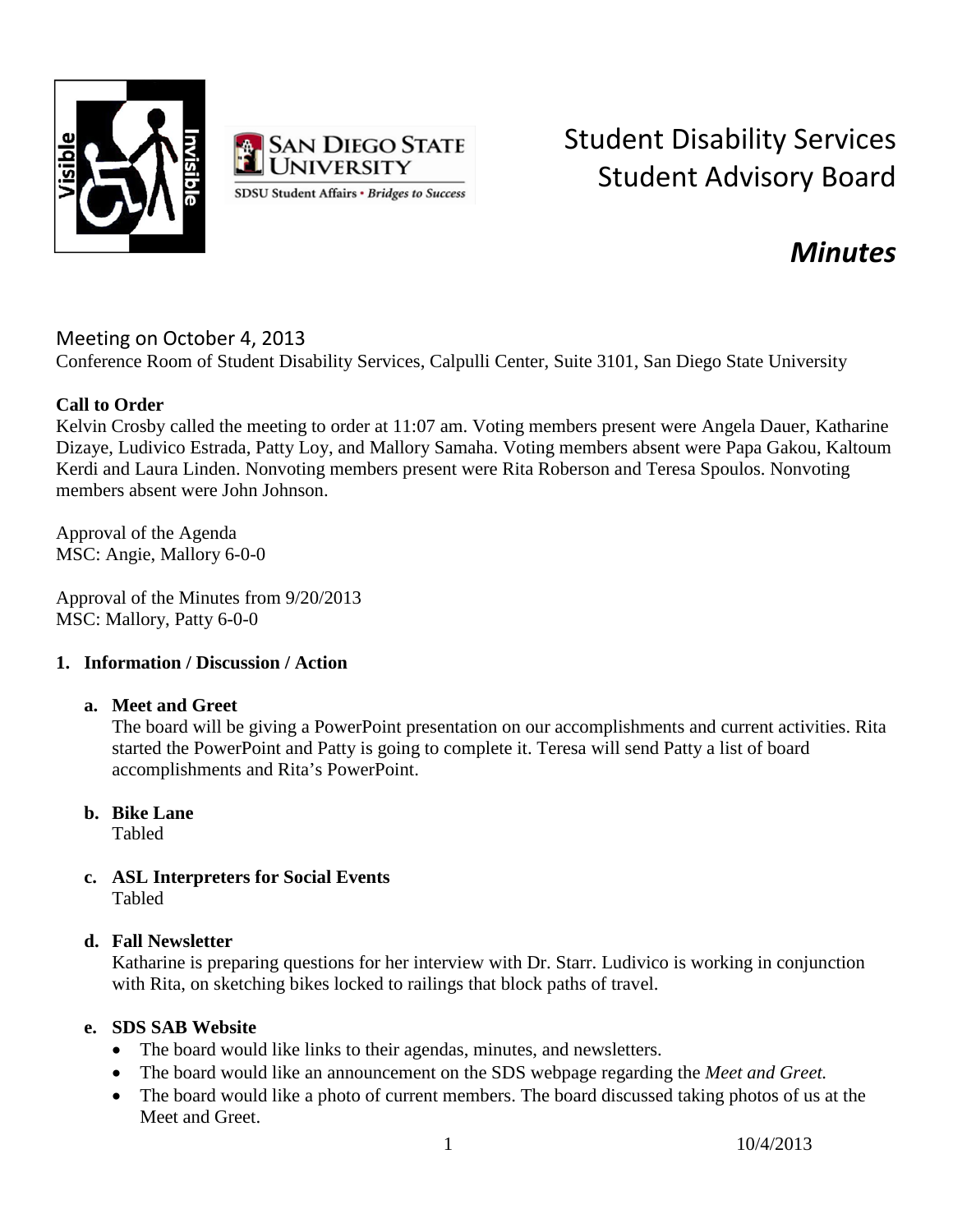# Student Disability Services Student Advisory Board

## *Minutes*

Meeting on October 4, 2013

Conference Room of Student Disability Services, Calpulli Center, Suite 3101, San Diego State University

**Call to Order**

Kelvin Crosby called the meeting to order at 11:07 am. Voting members present were Angela Dauer, Katharine Dizaye, Ludivico Estrada, Patty Loy, and Mallory Samaha. Voting members absent were Papa Gakou, Kaltoum Kerdi and Laura Linden. Nonvoting members present were Rita Roberson and Teresa Spoulos. Nonvoting members absent were John Johnson.

Approval of the Agenda
MSC: Angie, Mallory 6-0-0

Approval of the Minutes from 9/20/2013
MSC: Mallory, Patty 6-0-0

**1. Information / Discussion / Action**

**a. Meet and Greet**

The board will be giving a PowerPoint presentation on our accomplishments and current activities. Rita started the PowerPoint and Patty is going to complete it. Teresa will send Patty a list of board accomplishments and Rita's PowerPoint.

**b. Bike Lane**

Tabled

**c. ASL Interpreters for Social Events**

Tabled

**d. Fall Newsletter**

Katharine is preparing questions for her interview with Dr. Starr. Ludivico is working in conjunction with Rita, on sketching bikes locked to railings that block paths of travel.

**e. SDS SAB Website**

- The board would like links to their agendas, minutes, and newsletters.
- The board would like an announcement on the SDS webpage regarding the *Meet and Greet.*
- The board would like a photo of current members. The board discussed taking photos of us at the Meet and Greet.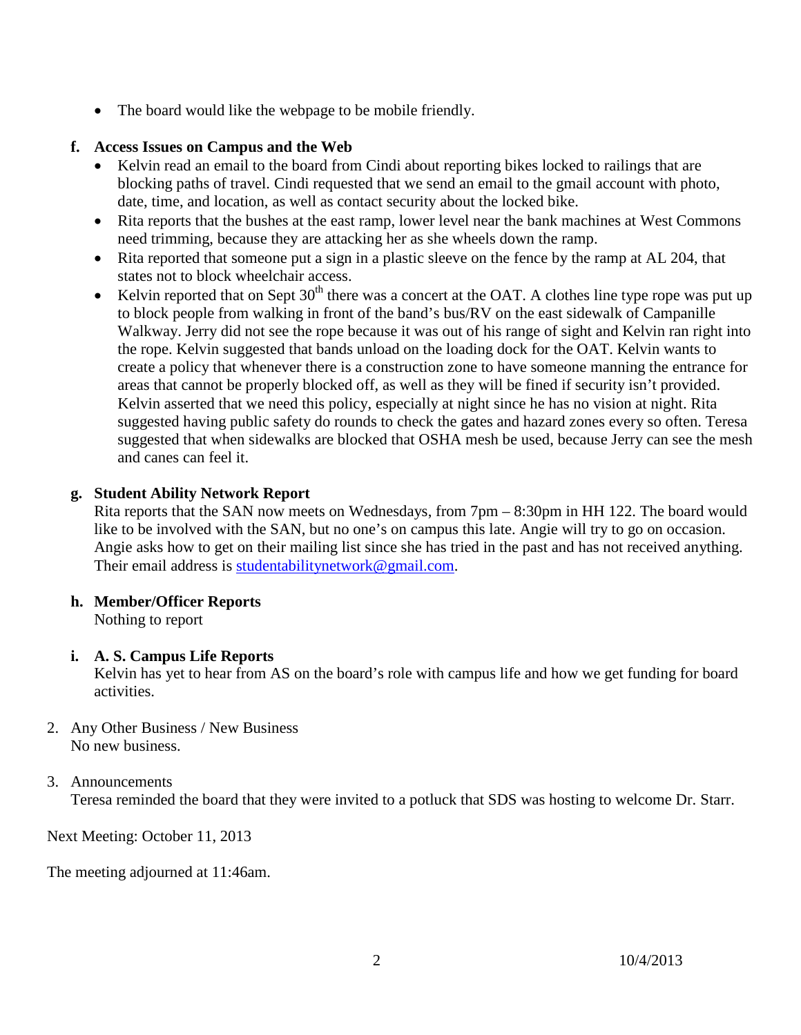- The board would like the webpage to be mobile friendly.

**f. Access Issues on Campus and the Web**

- Kelvin read an email to the board from Cindi about reporting bikes locked to railings that are blocking paths of travel. Cindi requested that we send an email to the gmail account with photo, date, time, and location, as well as contact security about the locked bike.
- Rita reports that the bushes at the east ramp, lower level near the bank machines at West Commons need trimming, because they are attacking her as she wheels down the ramp.
- Rita reported that someone put a sign in a plastic sleeve on the fence by the ramp at AL 204, that states not to block wheelchair access.
- Kelvin reported that on Sept 30th there was a concert at the OAT. A clothes line type rope was put up to block people from walking in front of the band's bus/RV on the east sidewalk of Campanille Walkway. Jerry did not see the rope because it was out of his range of sight and Kelvin ran right into the rope. Kelvin suggested that bands unload on the loading dock for the OAT. Kelvin wants to create a policy that whenever there is a construction zone to have someone manning the entrance for areas that cannot be properly blocked off, as well as they will be fined if security isn't provided. Kelvin asserted that we need this policy, especially at night since he has no vision at night. Rita suggested having public safety do rounds to check the gates and hazard zones every so often. Teresa suggested that when sidewalks are blocked that OSHA mesh be used, because Jerry can see the mesh and canes can feel it.

**g. Student Ability Network Report**

Rita reports that the SAN now meets on Wednesdays, from 7pm – 8:30pm in HH 122. The board would like to be involved with the SAN, but no one's on campus this late. Angie will try to go on occasion. Angie asks how to get on their mailing list since she has tried in the past and has not received anything. Their email address is studentabilitynetwork@gmail.com.

**h. Member/Officer Reports**

Nothing to report

**i. A. S. Campus Life Reports**

Kelvin has yet to hear from AS on the board's role with campus life and how we get funding for board activities.

2. Any Other Business / New Business
   No new business.

3. Announcements
   Teresa reminded the board that they were invited to a potluck that SDS was hosting to welcome Dr. Starr.

Next Meeting: October 11, 2013

The meeting adjourned at 11:46am.